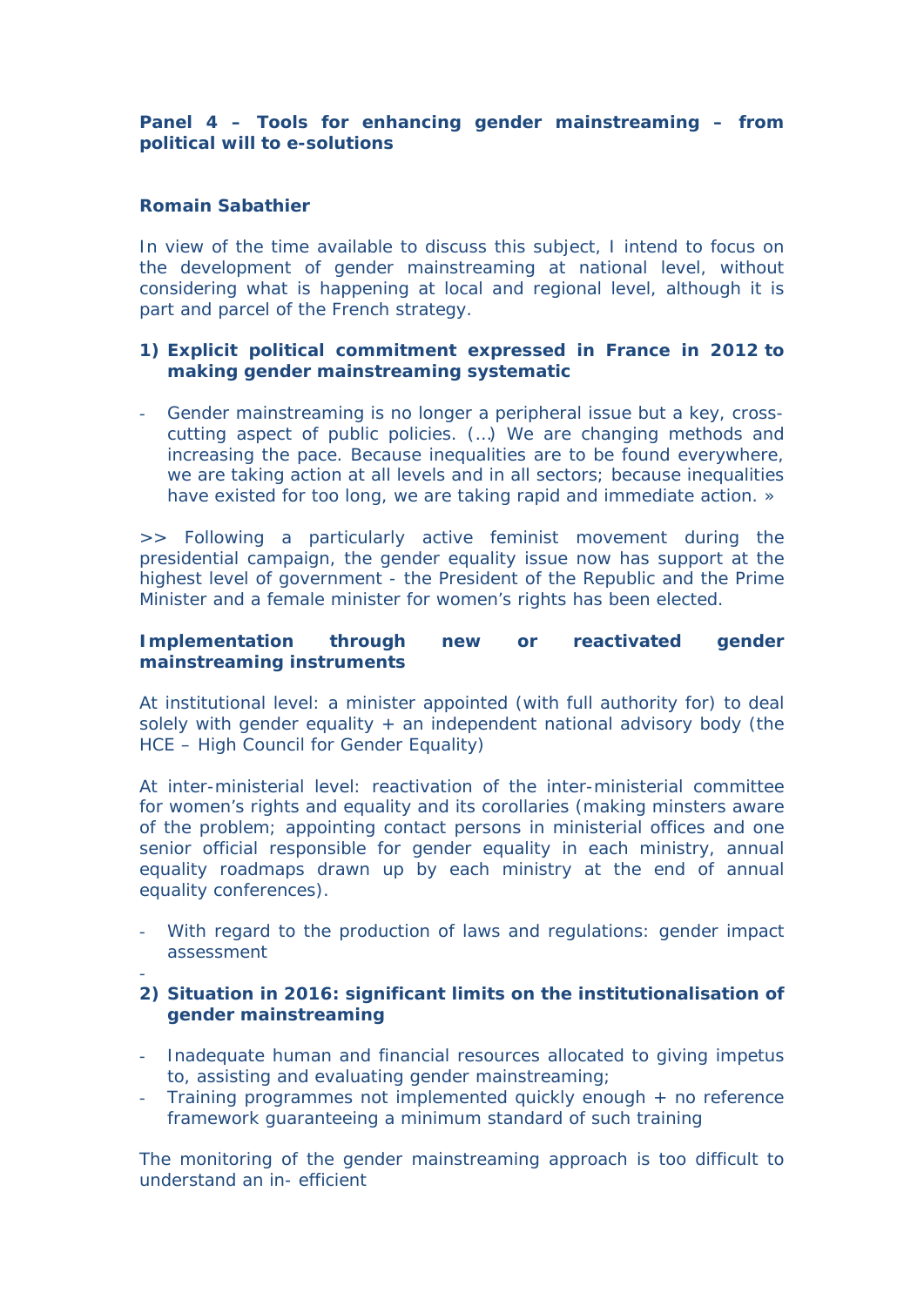**Panel 4 – Tools for enhancing gender mainstreaming – from political will to e-solutions**

**Romain Sabathier**

In view of the time available to discuss this subject, I intend to focus on the development of gender mainstreaming at national level, without considering what is happening at local and regional level, although it is part and parcel of the French strategy.

1) **Explicit political commitment expressed in France in 2012 to making gender mainstreaming systematic**

- Gender mainstreaming is no longer a peripheral issue but a key, cross-cutting aspect of public policies. (…) We are changing methods and increasing the pace. Because inequalities are to be found everywhere, we are taking action at all levels and in all sectors; because inequalities have existed for too long, we are taking rapid and immediate action. »

>> Following a particularly active feminist movement during the presidential campaign, the gender equality issue now has support at the highest level of government - the President of the Republic and the Prime Minister and a female minister for women's rights has been elected.

**Implementation through new or reactivated gender mainstreaming instruments**

At institutional level: a minister appointed (with full authority for) to deal solely with gender equality + an independent national advisory body (the HCE – High Council for Gender Equality)

At inter-ministerial level: reactivation of the inter-ministerial committee for women's rights and equality and its corollaries (making minsters aware of the problem; appointing contact persons in ministerial offices and one senior official responsible for gender equality in each ministry, annual equality roadmaps drawn up by each ministry at the end of annual equality conferences).

- With regard to the production of laws and regulations: gender impact assessment
- 

2) **Situation in 2016: significant limits on the institutionalisation of gender mainstreaming**

- Inadequate human and financial resources allocated to giving impetus to, assisting and evaluating gender mainstreaming;
- Training programmes not implemented quickly enough + no reference framework guaranteeing a minimum standard of such training

The monitoring of the gender mainstreaming approach is too difficult to understand an in- efficient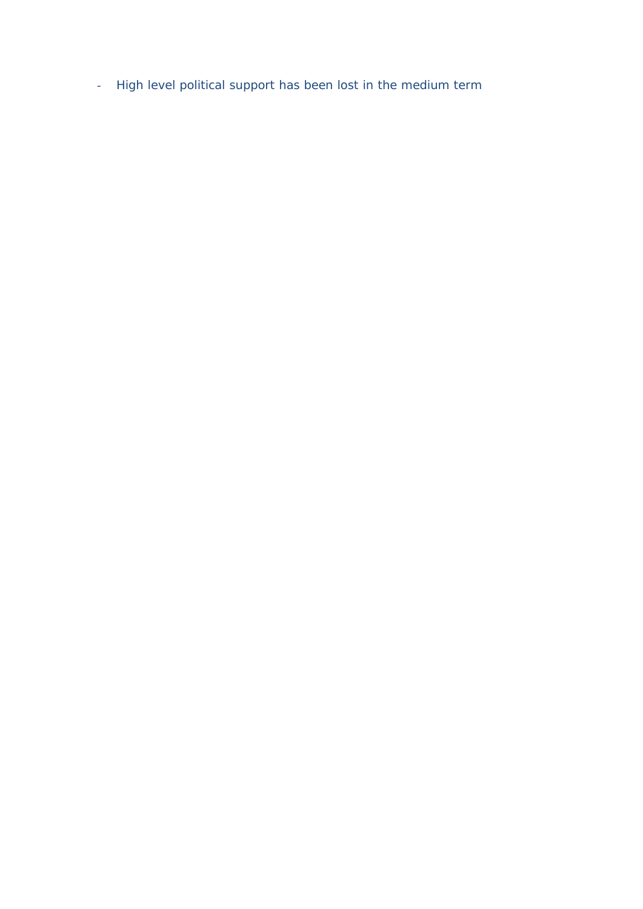- High level political support has been lost in the medium term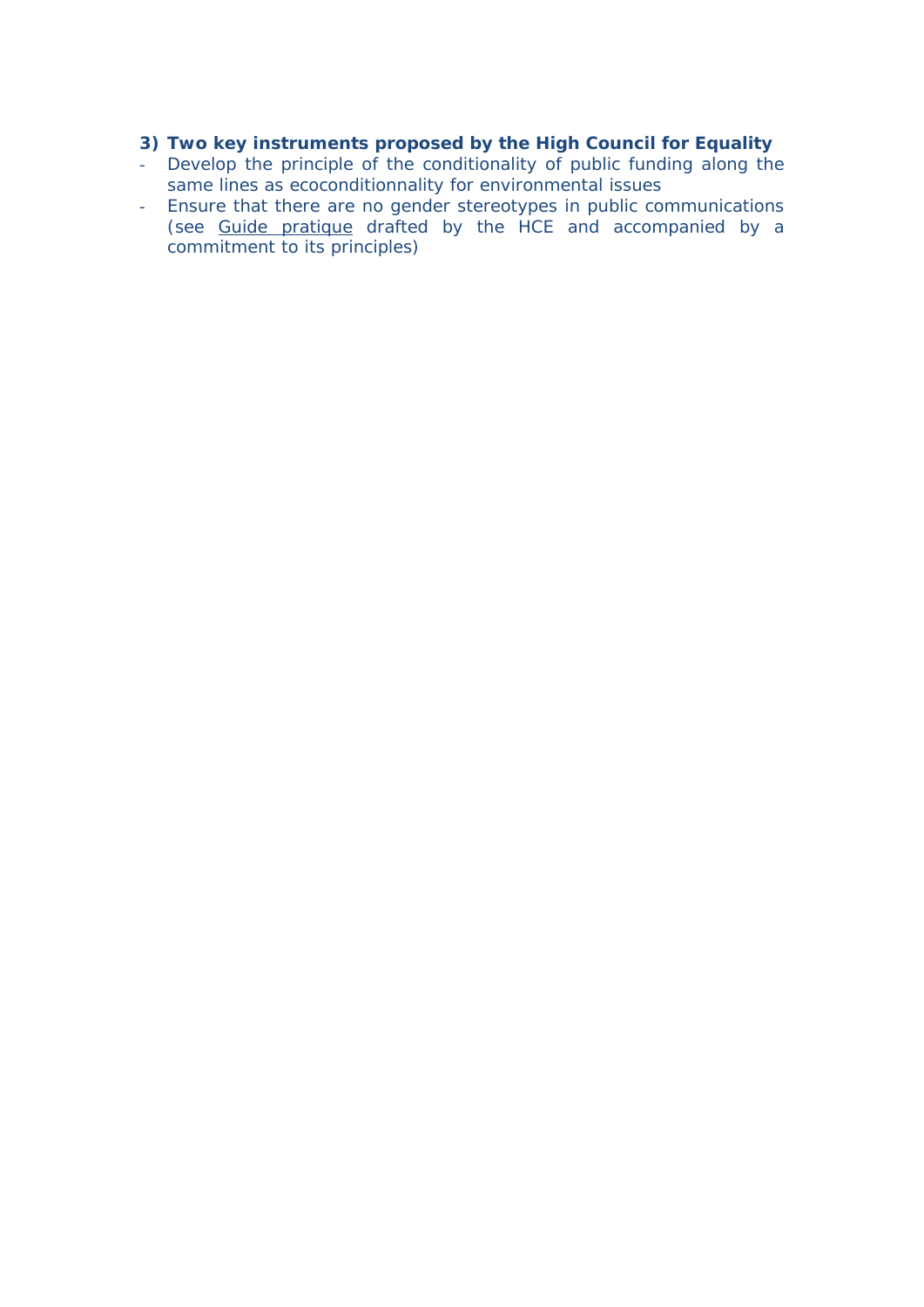### 3) Two key instruments proposed by the High Council for Equality

- Develop the principle of the conditionality of public funding along the same lines as ecoconditionnality for environmental issues
- Ensure that there are no gender stereotypes in public communications (see Guide pratique drafted by the HCE and accompanied by a commitment to its principles)